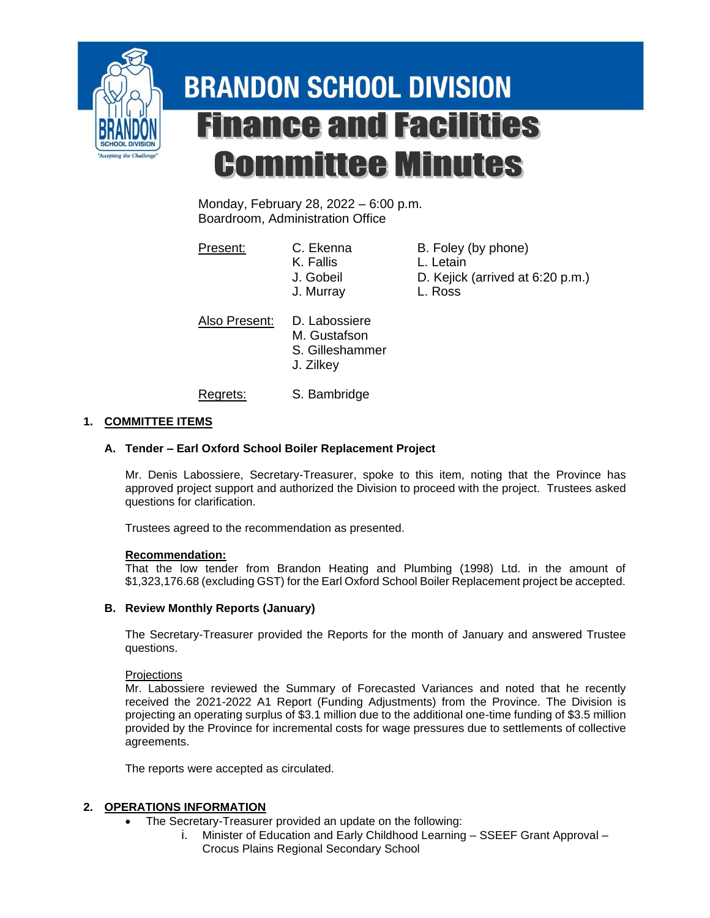# BRANDON SCHOOL DIVISION

# Finance and Facilities Committee Minutes

Monday, February 28, 2022 – 6:00 p.m.
Boardroom, Administration Office

| | | |
|---|---|---|
| Present: | C. Ekenna | B. Foley (by phone) |
| | K. Fallis | L. Letain |
| | J. Gobeil | D. Kejick (arrived at 6:20 p.m.) |
| | J. Murray | L. Ross |
| Also Present: | D. Labossiere | |
| | M. Gustafson | |
| | S. Gilleshammer | |
| | J. Zilkey | |
| Regrets: | S. Bambridge | |

## 1. COMMITTEE ITEMS

### A. Tender – Earl Oxford School Boiler Replacement Project

Mr. Denis Labossiere, Secretary-Treasurer, spoke to this item, noting that the Province has approved project support and authorized the Division to proceed with the project. Trustees asked questions for clarification.

Trustees agreed to the recommendation as presented.

**Recommendation:**
That the low tender from Brandon Heating and Plumbing (1998) Ltd. in the amount of $1,323,176.68 (excluding GST) for the Earl Oxford School Boiler Replacement project be accepted.

### B. Review Monthly Reports (January)

The Secretary-Treasurer provided the Reports for the month of January and answered Trustee questions.

Projections
Mr. Labossiere reviewed the Summary of Forecasted Variances and noted that he recently received the 2021-2022 A1 Report (Funding Adjustments) from the Province. The Division is projecting an operating surplus of $3.1 million due to the additional one-time funding of $3.5 million provided by the Province for incremental costs for wage pressures due to settlements of collective agreements.

The reports were accepted as circulated.

## 2. OPERATIONS INFORMATION

- The Secretary-Treasurer provided an update on the following:
    i. Minister of Education and Early Childhood Learning – SSEEF Grant Approval – Crocus Plains Regional Secondary School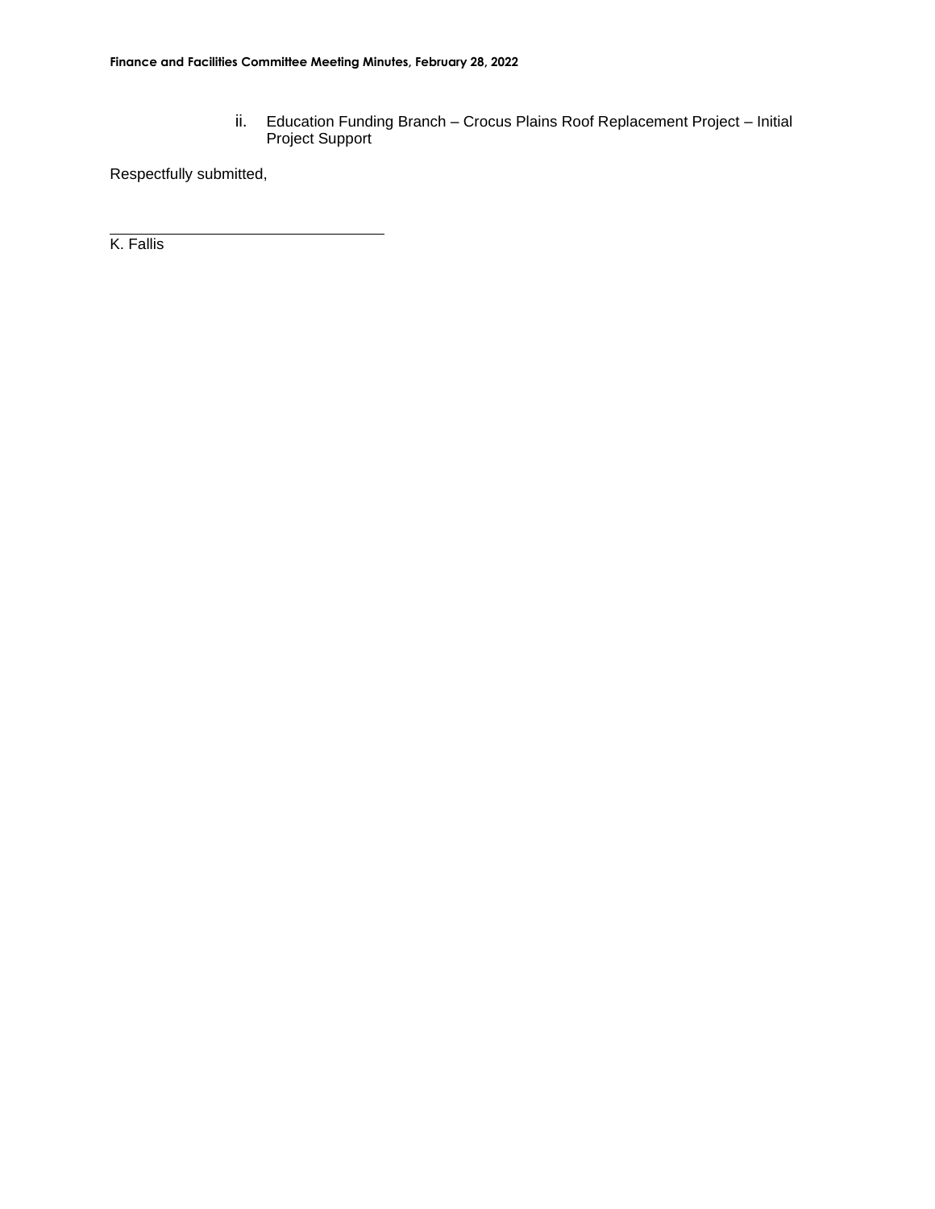ii. Education Funding Branch – Crocus Plains Roof Replacement Project – Initial Project Support

Respectfully submitted,

\_\_\_\_\_\_\_\_\_\_\_\_\_\_\_\_\_\_\_\_\_\_\_\_\_\_\_\_\_\_\_\_

K. Fallis